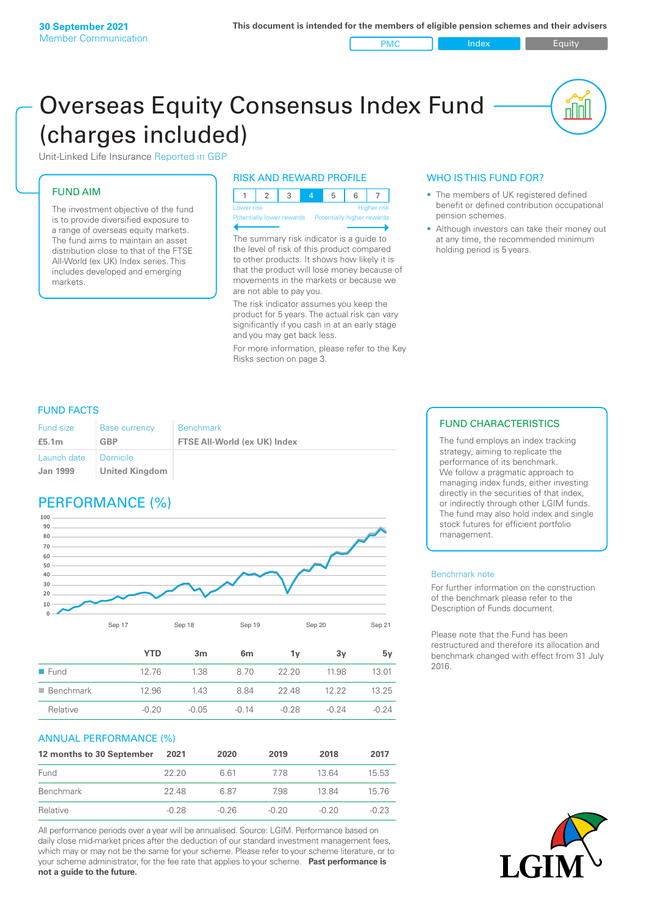30 September 2021
Member Communication

This document is intended for the members of eligible pension schemes and their advisers

PMC | Index | Equity

# Overseas Equity Consensus Index Fund (charges included)

Unit-Linked Life Insurance Reported in GBP

## FUND AIM

The investment objective of the fund is to provide diversified exposure to a range of overseas equity markets. The fund aims to maintain an asset distribution close to that of the FTSE All-World (ex UK) Index series. This includes developed and emerging markets.

## RISK AND REWARD PROFILE

| 1 | 2 | 3 | 4 | 5 | 6 | 7 |
|---|---|---|---|---|---|---|

Lower risk — Higher risk
Potentially lower rewards — Potentially higher rewards

The summary risk indicator is a guide to the level of risk of this product compared to other products. It shows how likely it is that the product will lose money because of movements in the markets or because we are not able to pay you.

The risk indicator assumes you keep the product for 5 years. The actual risk can vary significantly if you cash in at an early stage and you may get back less.

For more information, please refer to the Key Risks section on page 3.

## WHO IS THIS FUND FOR?

- The members of UK registered defined benefit or defined contribution occupational pension schemes.
- Although investors can take their money out at any time, the recommended minimum holding period is 5 years.

## FUND FACTS

| Fund size | Base currency | Benchmark |
|---|---|---|
| **£5.1m** | **GBP** | **FTSE All-World (ex UK) Index** |
| **Launch date** | **Domicile** | |
| **Jan 1999** | **United Kingdom** | |

## FUND CHARACTERISTICS

The fund employs an index tracking strategy, aiming to replicate the performance of its benchmark. We follow a pragmatic approach to managing index funds, either investing directly in the securities of that index, or indirectly through other LGIM funds. The fund may also hold index and single stock futures for efficient portfolio management.

## PERFORMANCE (%)

| | YTD | 3m | 6m | 1y | 3y | 5y |
|---|---|---|---|---|---|---|
| Fund | 12.76 | 1.38 | 8.70 | 22.20 | 11.98 | 13.01 |
| Benchmark | 12.96 | 1.43 | 8.84 | 22.48 | 12.22 | 13.25 |
| Relative | -0.20 | -0.05 | -0.14 | -0.28 | -0.24 | -0.24 |

Benchmark note

For further information on the construction of the benchmark please refer to the Description of Funds document.

Please note that the Fund has been restructured and therefore its allocation and benchmark changed with effect from 31 July 2016.

## ANNUAL PERFORMANCE (%)

| 12 months to 30 September | 2021 | 2020 | 2019 | 2018 | 2017 |
|---|---|---|---|---|---|
| Fund | 22.20 | 6.61 | 7.78 | 13.64 | 15.53 |
| Benchmark | 22.48 | 6.87 | 7.98 | 13.84 | 15.76 |
| Relative | -0.28 | -0.26 | -0.20 | -0.20 | -0.23 |

All performance periods over a year will be annualised. Source: LGIM. Performance based on daily close mid-market prices after the deduction of our standard investment management fees, which may or may not be the same for your scheme. Please refer to your scheme literature, or to your scheme administrator, for the fee rate that applies to your scheme. **Past performance is not a guide to the future.**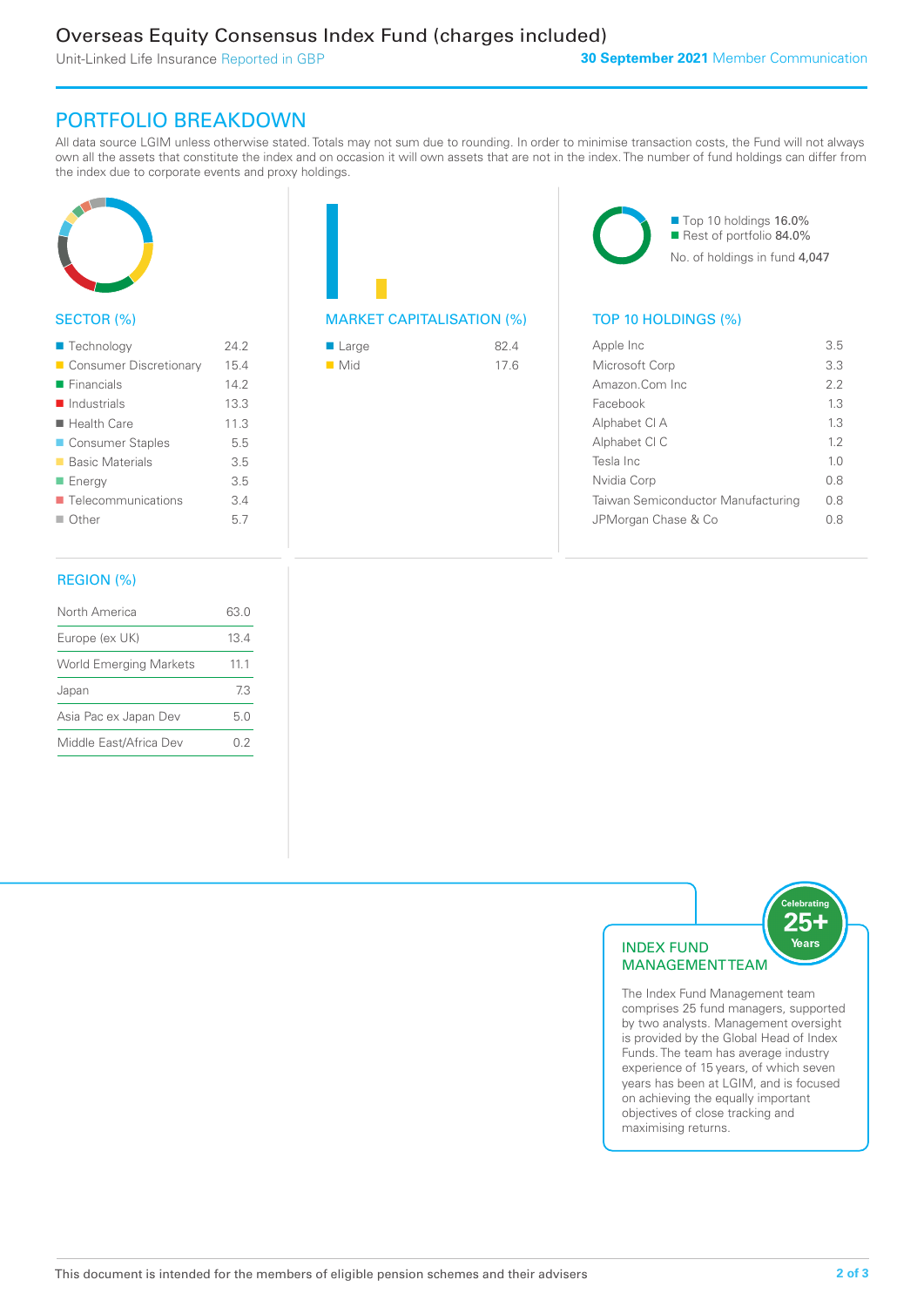# Overseas Equity Consensus Index Fund (charges included)

Unit-Linked Life Insurance Reported in GBP

**30 September 2021** Member Communication

## PORTFOLIO BREAKDOWN

All data source LGIM unless otherwise stated. Totals may not sum due to rounding. In order to minimise transaction costs, the Fund will not always own all the assets that constitute the index and on occasion it will own assets that are not in the index. The number of fund holdings can differ from the index due to corporate events and proxy holdings.

### SECTOR (%)

| Sector | % |
|---|---|
| Technology | 24.2 |
| Consumer Discretionary | 15.4 |
| Financials | 14.2 |
| Industrials | 13.3 |
| Health Care | 11.3 |
| Consumer Staples | 5.5 |
| Basic Materials | 3.5 |
| Energy | 3.5 |
| Telecommunications | 3.4 |
| Other | 5.7 |

### MARKET CAPITALISATION (%)

| Market Capitalisation | % |
|---|---|
| Large | 82.4 |
| Mid | 17.6 |

Top 10 holdings 16.0%
Rest of portfolio 84.0%
No. of holdings in fund 4,047

### TOP 10 HOLDINGS (%)

| Holding | % |
|---|---|
| Apple Inc | 3.5 |
| Microsoft Corp | 3.3 |
| Amazon.Com Inc | 2.2 |
| Facebook | 1.3 |
| Alphabet Cl A | 1.3 |
| Alphabet Cl C | 1.2 |
| Tesla Inc | 1.0 |
| Nvidia Corp | 0.8 |
| Taiwan Semiconductor Manufacturing | 0.8 |
| JPMorgan Chase & Co | 0.8 |

### REGION (%)

| Region | % |
|---|---|
| North America | 63.0 |
| Europe (ex UK) | 13.4 |
| World Emerging Markets | 11.1 |
| Japan | 7.3 |
| Asia Pac ex Japan Dev | 5.0 |
| Middle East/Africa Dev | 0.2 |

### INDEX FUND MANAGEMENT TEAM

Celebrating 25+ Years

The Index Fund Management team comprises 25 fund managers, supported by two analysts. Management oversight is provided by the Global Head of Index Funds. The team has average industry experience of 15 years, of which seven years has been at LGIM, and is focused on achieving the equally important objectives of close tracking and maximising returns.

This document is intended for the members of eligible pension schemes and their advisers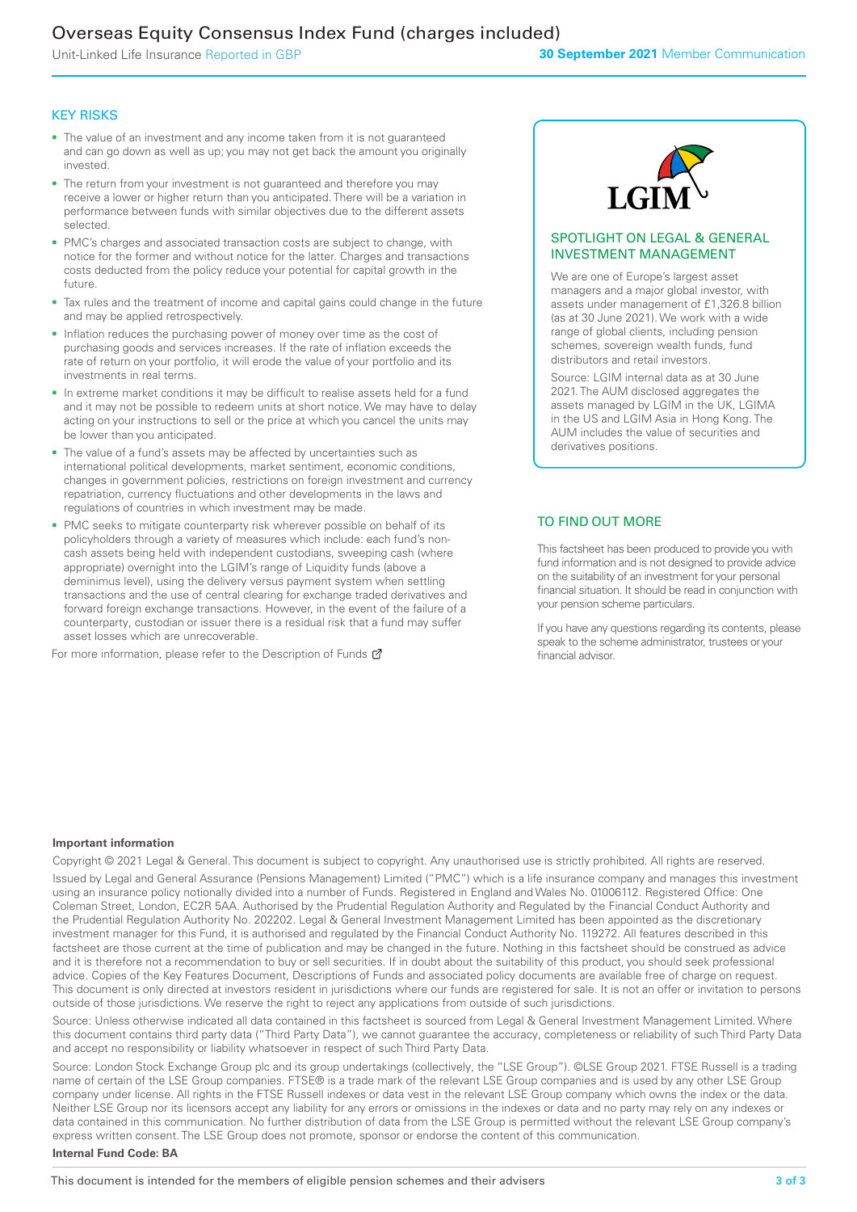## KEY RISKS

- The value of an investment and any income taken from it is not guaranteed and can go down as well as up; you may not get back the amount you originally invested.
- The return from your investment is not guaranteed and therefore you may receive a lower or higher return than you anticipated. There will be a variation in performance between funds with similar objectives due to the different assets selected.
- PMC's charges and associated transaction costs are subject to change, with notice for the former and without notice for the latter. Charges and transactions costs deducted from the policy reduce your potential for capital growth in the future.
- Tax rules and the treatment of income and capital gains could change in the future and may be applied retrospectively.
- Inflation reduces the purchasing power of money over time as the cost of purchasing goods and services increases. If the rate of inflation exceeds the rate of return on your portfolio, it will erode the value of your portfolio and its investments in real terms.
- In extreme market conditions it may be difficult to realise assets held for a fund and it may not be possible to redeem units at short notice. We may have to delay acting on your instructions to sell or the price at which you cancel the units may be lower than you anticipated.
- The value of a fund's assets may be affected by uncertainties such as international political developments, market sentiment, economic conditions, changes in government policies, restrictions on foreign investment and currency repatriation, currency fluctuations and other developments in the laws and regulations of countries in which investment may be made.
- PMC seeks to mitigate counterparty risk wherever possible on behalf of its policyholders through a variety of measures which include: each fund's non-cash assets being held with independent custodians, sweeping cash (where appropriate) overnight into the LGIM's range of Liquidity funds (above a deminimus level), using the delivery versus payment system when settling transactions and the use of central clearing for exchange traded derivatives and forward foreign exchange transactions. However, in the event of the failure of a counterparty, custodian or issuer there is a residual risk that a fund may suffer asset losses which are unrecoverable.

For more information, please refer to the Description of Funds

## SPOTLIGHT ON LEGAL & GENERAL INVESTMENT MANAGEMENT

We are one of Europe's largest asset managers and a major global investor, with assets under management of £1,326.8 billion (as at 30 June 2021). We work with a wide range of global clients, including pension schemes, sovereign wealth funds, fund distributors and retail investors.

Source: LGIM internal data as at 30 June 2021. The AUM disclosed aggregates the assets managed by LGIM in the UK, LGIMA in the US and LGIM Asia in Hong Kong. The AUM includes the value of securities and derivatives positions.

## TO FIND OUT MORE

This factsheet has been produced to provide you with fund information and is not designed to provide advice on the suitability of an investment for your personal financial situation. It should be read in conjunction with your pension scheme particulars.

If you have any questions regarding its contents, please speak to the scheme administrator, trustees or your financial advisor.

**Important information**

Copyright © 2021 Legal & General. This document is subject to copyright. Any unauthorised use is strictly prohibited. All rights are reserved.

Issued by Legal and General Assurance (Pensions Management) Limited ("PMC") which is a life insurance company and manages this investment using an insurance policy notionally divided into a number of Funds. Registered in England and Wales No. 01006112. Registered Office: One Coleman Street, London, EC2R 5AA. Authorised by the Prudential Regulation Authority and Regulated by the Financial Conduct Authority and the Prudential Regulation Authority No. 202202. Legal & General Investment Management Limited has been appointed as the discretionary investment manager for this Fund, it is authorised and regulated by the Financial Conduct Authority No. 119272. All features described in this factsheet are those current at the time of publication and may be changed in the future. Nothing in this factsheet should be construed as advice and it is therefore not a recommendation to buy or sell securities. If in doubt about the suitability of this product, you should seek professional advice. Copies of the Key Features Document, Descriptions of Funds and associated policy documents are available free of charge on request. This document is only directed at investors resident in jurisdictions where our funds are registered for sale. It is not an offer or invitation to persons outside of those jurisdictions. We reserve the right to reject any applications from outside of such jurisdictions.

Source: Unless otherwise indicated all data contained in this factsheet is sourced from Legal & General Investment Management Limited. Where this document contains third party data ("Third Party Data"), we cannot guarantee the accuracy, completeness or reliability of such Third Party Data and accept no responsibility or liability whatsoever in respect of such Third Party Data.

Source: London Stock Exchange Group plc and its group undertakings (collectively, the "LSE Group"). ©LSE Group 2021. FTSE Russell is a trading name of certain of the LSE Group companies. FTSE® is a trade mark of the relevant LSE Group companies and is used by any other LSE Group company under license. All rights in the FTSE Russell indexes or data vest in the relevant LSE Group company which owns the index or the data. Neither LSE Group nor its licensors accept any liability for any errors or omissions in the indexes or data and no party may rely on any indexes or data contained in this communication. No further distribution of data from the LSE Group is permitted without the relevant LSE Group company's express written consent. The LSE Group does not promote, sponsor or endorse the content of this communication.

**Internal Fund Code: BA**

This document is intended for the members of eligible pension schemes and their advisers